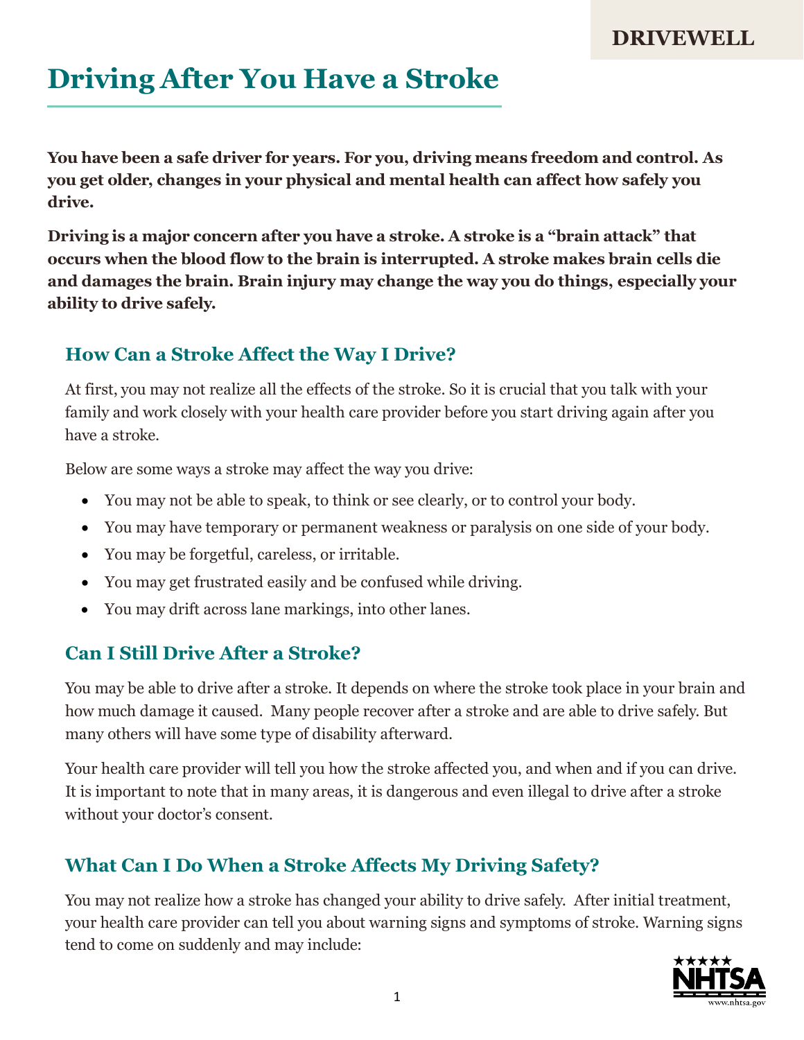DRIVEWELL

# Driving After You Have a Stroke

**You have been a safe driver for years. For you, driving means freedom and control. As you get older, changes in your physical and mental health can affect how safely you drive.**

**Driving is a major concern after you have a stroke. A stroke is a "brain attack" that occurs when the blood flow to the brain is interrupted. A stroke makes brain cells die and damages the brain. Brain injury may change the way you do things, especially your ability to drive safely.**

## How Can a Stroke Affect the Way I Drive?

At first, you may not realize all the effects of the stroke. So it is crucial that you talk with your family and work closely with your health care provider before you start driving again after you have a stroke.

Below are some ways a stroke may affect the way you drive:

- You may not be able to speak, to think or see clearly, or to control your body.
- You may have temporary or permanent weakness or paralysis on one side of your body.
- You may be forgetful, careless, or irritable.
- You may get frustrated easily and be confused while driving.
- You may drift across lane markings, into other lanes.

## Can I Still Drive After a Stroke?

You may be able to drive after a stroke. It depends on where the stroke took place in your brain and how much damage it caused. Many people recover after a stroke and are able to drive safely. But many others will have some type of disability afterward.

Your health care provider will tell you how the stroke affected you, and when and if you can drive. It is important to note that in many areas, it is dangerous and even illegal to drive after a stroke without your doctor's consent.

## What Can I Do When a Stroke Affects My Driving Safety?

You may not realize how a stroke has changed your ability to drive safely. After initial treatment, your health care provider can tell you about warning signs and symptoms of stroke. Warning signs tend to come on suddenly and may include: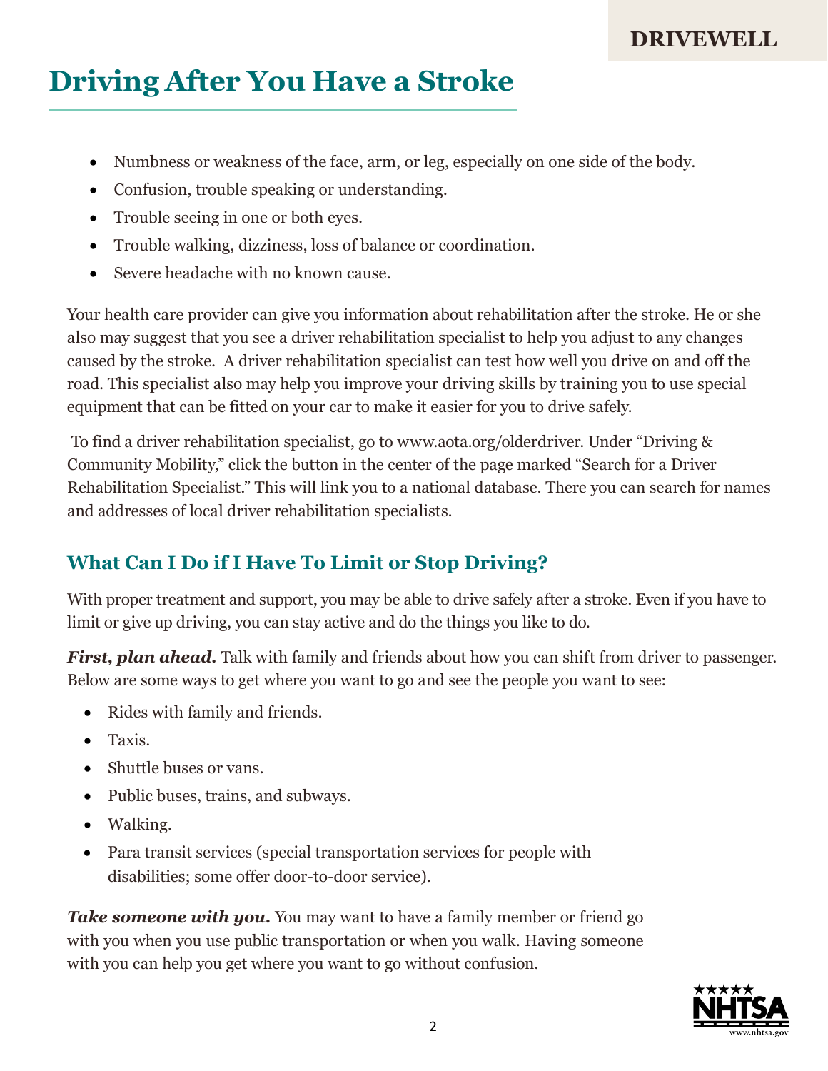# Driving After You Have a Stroke

- Numbness or weakness of the face, arm, or leg, especially on one side of the body.
- Confusion, trouble speaking or understanding.
- Trouble seeing in one or both eyes.
- Trouble walking, dizziness, loss of balance or coordination.
- Severe headache with no known cause.

Your health care provider can give you information about rehabilitation after the stroke. He or she also may suggest that you see a driver rehabilitation specialist to help you adjust to any changes caused by the stroke. A driver rehabilitation specialist can test how well you drive on and off the road. This specialist also may help you improve your driving skills by training you to use special equipment that can be fitted on your car to make it easier for you to drive safely.

To find a driver rehabilitation specialist, go to www.aota.org/olderdriver. Under "Driving & Community Mobility," click the button in the center of the page marked "Search for a Driver Rehabilitation Specialist." This will link you to a national database. There you can search for names and addresses of local driver rehabilitation specialists.

## What Can I Do if I Have To Limit or Stop Driving?

With proper treatment and support, you may be able to drive safely after a stroke. Even if you have to limit or give up driving, you can stay active and do the things you like to do.

***First, plan ahead.*** Talk with family and friends about how you can shift from driver to passenger. Below are some ways to get where you want to go and see the people you want to see:

- Rides with family and friends.
- Taxis.
- Shuttle buses or vans.
- Public buses, trains, and subways.
- Walking.
- Para transit services (special transportation services for people with disabilities; some offer door-to-door service).

***Take someone with you.*** You may want to have a family member or friend go with you when you use public transportation or when you walk. Having someone with you can help you get where you want to go without confusion.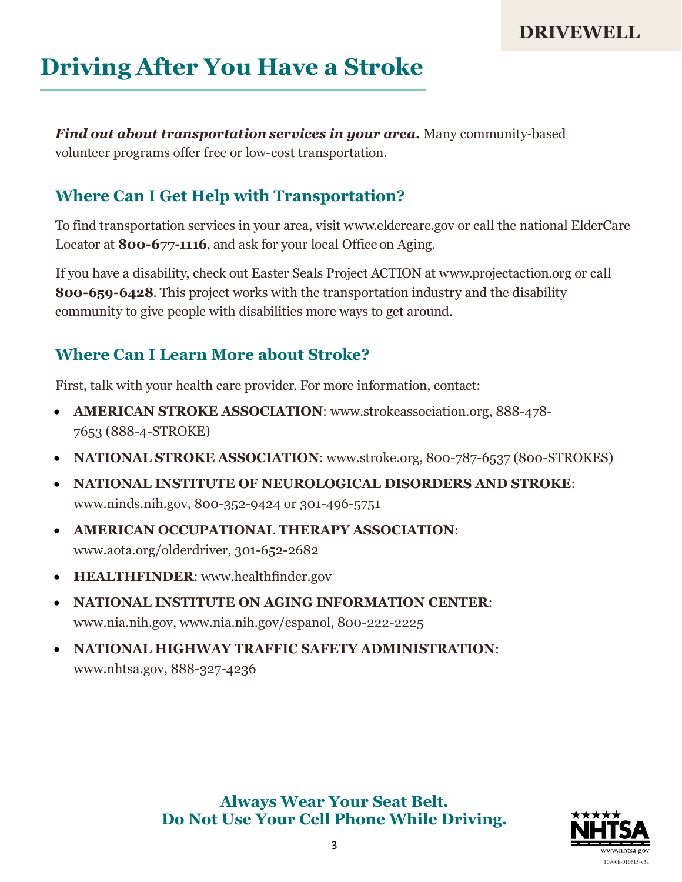# Driving After You Have a Stroke

***Find out about transportation services in your area.*** Many community-based volunteer programs offer free or low-cost transportation.

## Where Can I Get Help with Transportation?

To find transportation services in your area, visit www.eldercare.gov or call the national ElderCare Locator at **800-677-1116**, and ask for your local Office on Aging.

If you have a disability, check out Easter Seals Project ACTION at www.projectaction.org or call **800-659-6428**. This project works with the transportation industry and the disability community to give people with disabilities more ways to get around.

## Where Can I Learn More about Stroke?

First, talk with your health care provider. For more information, contact:

- **AMERICAN STROKE ASSOCIATION**: www.strokeassociation.org, 888-478-7653 (888-4-STROKE)
- **NATIONAL STROKE ASSOCIATION**: www.stroke.org, 800-787-6537 (800-STROKES)
- **NATIONAL INSTITUTE OF NEUROLOGICAL DISORDERS AND STROKE**: www.ninds.nih.gov, 800-352-9424 or 301-496-5751
- **AMERICAN OCCUPATIONAL THERAPY ASSOCIATION**: www.aota.org/olderdriver, 301-652-2682
- **HEALTHFINDER**: www.healthfinder.gov
- **NATIONAL INSTITUTE ON AGING INFORMATION CENTER**: www.nia.nih.gov, www.nia.nih.gov/espanol, 800-222-2225
- **NATIONAL HIGHWAY TRAFFIC SAFETY ADMINISTRATION**: www.nhtsa.gov, 888-327-4236

**Always Wear Your Seat Belt.**
**Do Not Use Your Cell Phone While Driving.**

10900h-010615-v3a